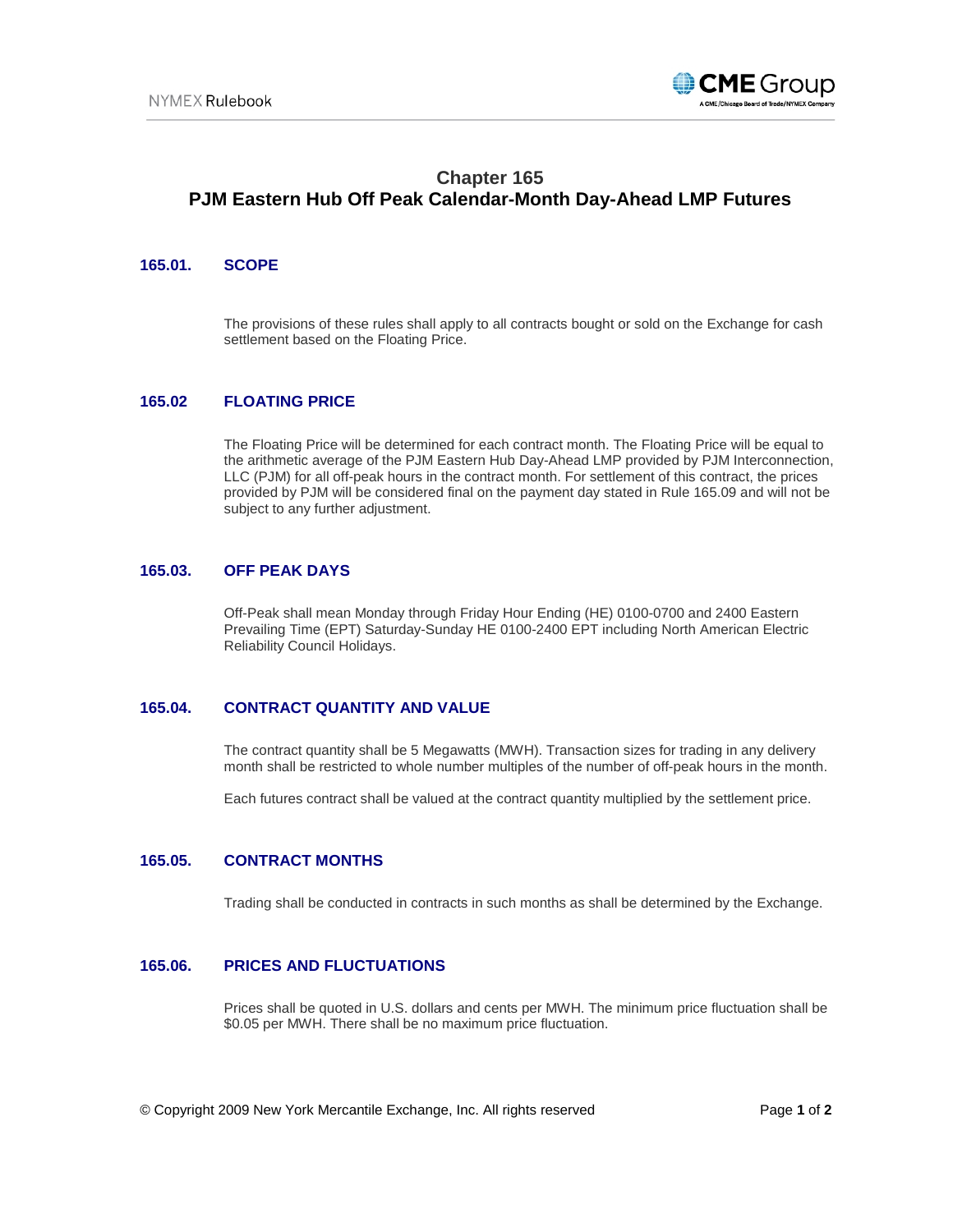# Chapter 165
# PJM Eastern Hub Off Peak Calendar-Month Day-Ahead LMP Futures

## 165.01. SCOPE

The provisions of these rules shall apply to all contracts bought or sold on the Exchange for cash settlement based on the Floating Price.

## 165.02 FLOATING PRICE

The Floating Price will be determined for each contract month. The Floating Price will be equal to the arithmetic average of the PJM Eastern Hub Day-Ahead LMP provided by PJM Interconnection, LLC (PJM) for all off-peak hours in the contract month. For settlement of this contract, the prices provided by PJM will be considered final on the payment day stated in Rule 165.09 and will not be subject to any further adjustment.

## 165.03. OFF PEAK DAYS

Off-Peak shall mean Monday through Friday Hour Ending (HE) 0100-0700 and 2400 Eastern Prevailing Time (EPT) Saturday-Sunday HE 0100-2400 EPT including North American Electric Reliability Council Holidays.

## 165.04. CONTRACT QUANTITY AND VALUE

The contract quantity shall be 5 Megawatts (MWH). Transaction sizes for trading in any delivery month shall be restricted to whole number multiples of the number of off-peak hours in the month.

Each futures contract shall be valued at the contract quantity multiplied by the settlement price.

## 165.05. CONTRACT MONTHS

Trading shall be conducted in contracts in such months as shall be determined by the Exchange.

## 165.06. PRICES AND FLUCTUATIONS

Prices shall be quoted in U.S. dollars and cents per MWH. The minimum price fluctuation shall be $0.05 per MWH. There shall be no maximum price fluctuation.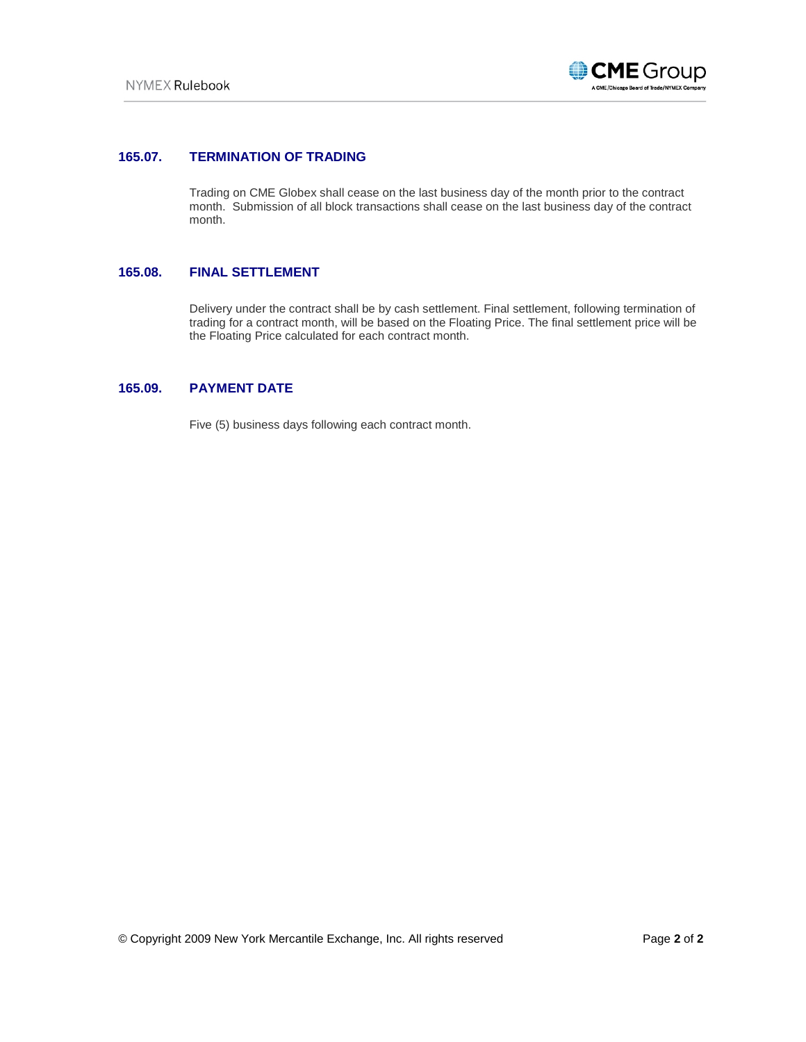## 165.07. TERMINATION OF TRADING

Trading on CME Globex shall cease on the last business day of the month prior to the contract month. Submission of all block transactions shall cease on the last business day of the contract month.

## 165.08. FINAL SETTLEMENT

Delivery under the contract shall be by cash settlement. Final settlement, following termination of trading for a contract month, will be based on the Floating Price. The final settlement price will be the Floating Price calculated for each contract month.

## 165.09. PAYMENT DATE

Five (5) business days following each contract month.